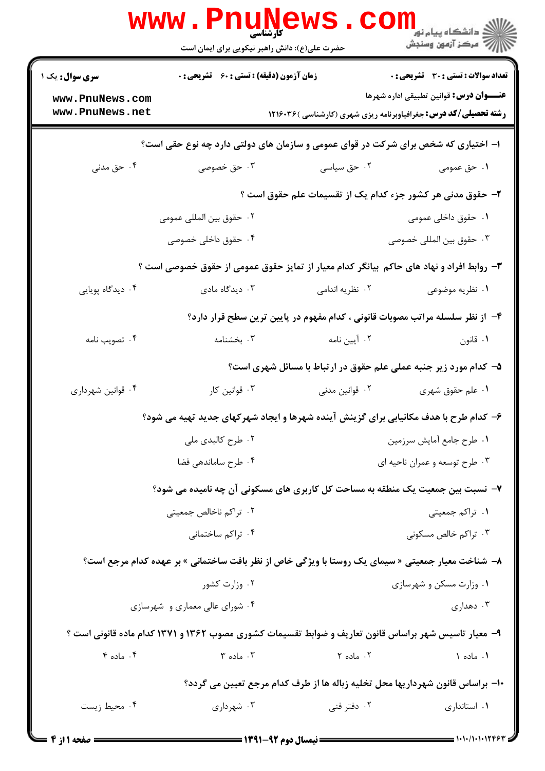کارشناسی

حضرت علی(ع): دانش راهبر نیکویی برای ایمان است

**سری سوال:** یک ۱ | **زمان آزمون (دقیقه) : تستی :** ۶۰ **تشریحی :** ۰ | **تعداد سوالات : تستی :** ۳۰ **تشریحی :** ۰

**عنـــوان درس:** قوانین تطبیقی اداره شهرها

**رشته تحصیلی/کد درس:** جغرافیاوبرنامه ریزی شهری (کارشناسی )۱۲۱۶۰۳۶

۱- اختیاری که شخص برای شرکت در قوای عمومی و سازمان های دولتی دارد چه نوع حقی است؟

۱. حق عمومی ۲. حق سیاسی ۳. حق خصوصی ۴. حق مدنی

۲- حقوق مدنی هر کشور جزء کدام یک از تقسیمات علم حقوق است ؟

۱. حقوق داخلی عمومی ۲. حقوق بین المللی عمومی ۳. حقوق بین المللی خصوصی ۴. حقوق داخلی خصوصی

۳- روابط افراد و نهاد های حاکم بیانگر کدام معیار از تمایز حقوق عمومی از حقوق خصوصی است ؟

۱. نظریه موضوعی ۲. نظریه اندامی ۳. دیدگاه مادی ۴. دیدگاه پویایی

۴- از نظر سلسله مراتب مصوبات قانونی ، کدام مفهوم در پایین ترین سطح قرار دارد؟

۱. قانون ۲. آیین نامه ۳. بخشنامه ۴. تصویب نامه

۵- کدام مورد زیر جنبه عملی علم حقوق در ارتباط با مسائل شهری است؟

۱. علم حقوق شهری ۲. قوانین مدنی ۳. قوانین کار ۴. قوانین شهرداری

۶- کدام طرح با هدف مکانیابی برای گزینش آینده شهرها و ایجاد شهرکهای جدید تهیه می شود؟

۱. طرح جامع آمایش سرزمین ۲. طرح کالبدی ملی ۳. طرح توسعه و عمران ناحیه ای ۴. طرح ساماندهی فضا

۷- نسبت بین جمعیت یک منطقه به مساحت کل کاربری های مسکونی آن چه نامیده می شود؟

۱. تراکم جمعیتی ۲. تراکم ناخالص جمعیتی ۳. تراکم خالص مسکونی ۴. تراکم ساختمانی

۸- شناخت معیار جمعیتی « سیمای یک روستا با ویژگی خاص از نظر بافت ساختمانی » بر عهده کدام مرجع است؟

۱. وزارت مسکن و شهرسازی ۲. وزارت کشور ۳. دهداری ۴. شورای عالی معماری و شهرسازی

۹- معیار تاسیس شهر براساس قانون تعاریف و ضوابط تقسیمات کشوری مصوب ۱۳۶۲ و ۱۳۷۱ کدام ماده قانونی است ؟

۱. ماده ۱ ۲. ماده ۲ ۳. ماده ۳ ۴. ماده ۴

۱۰- براساس قانون شهرداریها محل تخلیه زباله ها از طرف کدام مرجع تعیین می گردد؟

۱. استانداری ۲. دفتر فنی ۳. شهرداری ۴. محیط زیست

نیمسال دوم ۹۲-۱۳۹۱

۱۰۱۰/۱۰۱۰۱۲۴۶۳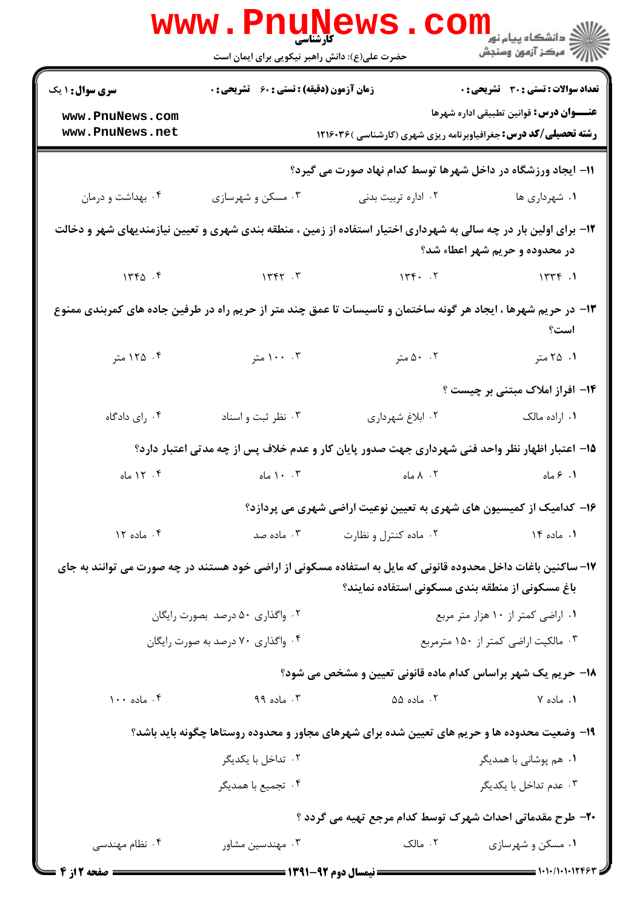**سری سوال:** ۱ یک | **زمان آزمون (دقیقه):** تستی: ۶۰ تشریحی: ۰ | **تعداد سوالات:** تستی: ۳۰ تشریحی: ۰

**عنـــوان درس:** قوانین تطبیقی اداره شهرها

**رشته تحصیلی/کد درس:** جغرافیاوبرنامه ریزی شهری (کارشناسی) ۱۲۱۶۰۳۶

۱۱- ایجاد ورزشگاه در داخل شهرها توسط کدام نهاد صورت می گیرد؟

۱. شهرداری ها
۲. اداره تربیت بدنی
۳. مسکن و شهرسازی
۴. بهداشت و درمان

۱۲- برای اولین بار در چه سالی به شهرداری اختیار استفاده از زمین ، منطقه بندی شهری و تعیین نیازمندیهای شهر و دخالت در محدوده و حریم شهر اعطاء شد؟

۱. ۱۳۳۴
۲. ۱۳۴۰
۳. ۱۳۴۲
۴. ۱۳۴۵

۱۳- در حریم شهرها ، ایجاد هر گونه ساختمان و تاسیسات تا عمق چند متر از حریم راه در طرفین جاده های کمربندی ممنوع است؟

۱. ۲۵ متر
۲. ۵۰ متر
۳. ۱۰۰ متر
۴. ۱۲۵ متر

۱۴- افراز املاک مبتنی بر چیست ؟

۱. اراده مالک
۲. ابلاغ شهرداری
۳. نظر ثبت و اسناد
۴. رای دادگاه

۱۵- اعتبار اظهار نظر واحد فنی شهرداری جهت صدور پایان کار و عدم خلاف پس از چه مدتی اعتبار دارد؟

۱. ۶ ماه
۲. ۸ ماه
۳. ۱۰ ماه
۴. ۱۲ ماه

۱۶- کدامیک از کمیسیون های شهری به تعیین نوعیت اراضی شهری می پردازد؟

۱. ماده ۱۴
۲. ماده کنترل و نظارت
۳. ماده صد
۴. ماده ۱۲

۱۷- ساکنین باغات داخل محدوده قانونی که مایل به استفاده مسکونی از اراضی خود هستند در چه صورت می توانند به جای باغ مسکونی از منطقه بندی مسکونی استفاده نمایند؟

۱. اراضی کمتر از ۱۰ هزار متر مربع
۲. واگذاری ۵۰ درصد بصورت رایگان
۳. مالکیت اراضی کمتر از ۱۵۰ مترمربع
۴. واگذاری ۷۰ درصد به صورت رایگان

۱۸- حریم یک شهر براساس کدام ماده قانونی تعیین و مشخص می شود؟

۱. ماده ۷
۲. ماده ۵۵
۳. ماده ۹۹
۴. ماده ۱۰۰

۱۹- وضعیت محدوده ها و حریم های تعیین شده برای شهرهای مجاور و محدوده روستاها چگونه باید باشد؟

۱. هم پوشانی با همدیگر
۲. تداخل با یکدیگر
۳. عدم تداخل با یکدیگر
۴. تجمیع با همدیگر

۲۰- طرح مقدماتی احداث شهرک توسط کدام مرجع تهیه می گردد ؟

۱. مسکن و شهرسازی
۲. مالک
۳. مهندسین مشاور
۴. نظام مهندسی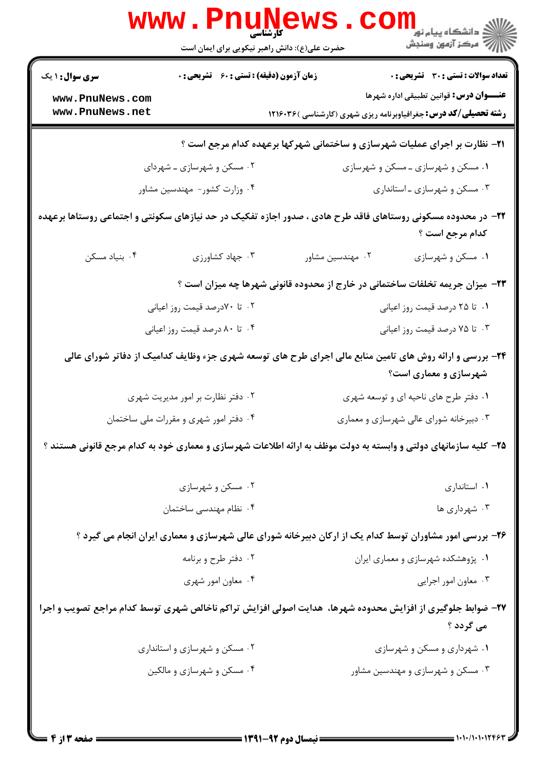**تعداد سوالات : تستی : ۳۰ تشریحی : ۰** | **زمان آزمون (دقیقه) : تستی : ۶۰ تشریحی : ۰** | **سری سوال : ۱ یک**

**عنـــوان درس:** قوانین تطبیقی اداره شهرها

**رشته تحصیلی/کد درس:** جغرافیاوبرنامه ریزی شهری (کارشناسی )۱۲۱۶۰۳۶

**۲۱- نظارت بر اجرای عملیات شهرسازی و ساختمانی شهرکها برعهده کدام مرجع است ؟**

۱. مسکن و شهرسازی ـ مسکن و شهرسازی

۲. مسکن و شهرسازی ـ شهرداری

۳. مسکن و شهرسازی ـ استانداری

۴. وزارت کشور- مهندسین مشاور

**۲۲- در محدوده مسکونی روستاهای فاقد طرح هادی ، صدور اجازه تفکیک در حد نیازهای سکونتی و اجتماعی روستاها برعهده کدام مرجع است ؟**

۱. مسکن و شهرسازی

۲. مهندسین مشاور

۳. جهاد کشاورزی

۴. بنیاد مسکن

**۲۳- میزان جریمه تخلفات ساختمانی در خارج از محدوده قانونی شهرها چه میزان است ؟**

۱. تا ۲۵ درصد قیمت روز اعیانی

۲. تا ۷۰درصد قیمت روز اعیانی

۳. تا ۷۵ درصد قیمت روز اعیانی

۴. تا ۸۰ درصد قیمت روز اعیانی

**۲۴- بررسی و ارائه روش های تامین منابع مالی اجرای طرح های توسعه شهری جزء وظایف کدامیک از دفاتر شورای عالی شهرسازی و معماری است؟**

۱. دفتر طرح های ناحیه ای و توسعه شهری

۲. دفتر نظارت بر امور مدیریت شهری

۳. دبیرخانه شورای عالی شهرسازی و معماری

۴. دفتر امور شهری و مقررات ملی ساختمان

**۲۵- کلیه سازمانهای دولتی و وابسته به دولت موظف به ارائه اطلاعات شهرسازی و معماری خود به کدام مرجع قانونی هستند ؟**

۱. استانداری

۲. مسکن و شهرسازی

۳. شهرداری ها

۴. نظام مهندسی ساختمان

**۲۶- بررسی امور مشاوران توسط کدام یک از ارکان دبیرخانه شورای عالی شهرسازی و معماری ایران انجام می گیرد ؟**

۱. پژوهشکده شهرسازی و معماری ایران

۲. دفتر طرح و برنامه

۳. معاون امور اجرایی

۴. معاون امور شهری

**۲۷- ضوابط جلوگیری از افزایش محدوده شهرها، هدایت اصولی افزایش تراکم ناخالص شهری توسط کدام مراجع تصویب و اجرا می گردد ؟**

۱. شهرداری و مسکن و شهرسازی

۲. مسکن و شهرسازی و استانداری

۳. مسکن و شهرسازی و مهندسین مشاور

۴. مسکن و شهرسازی و مالکین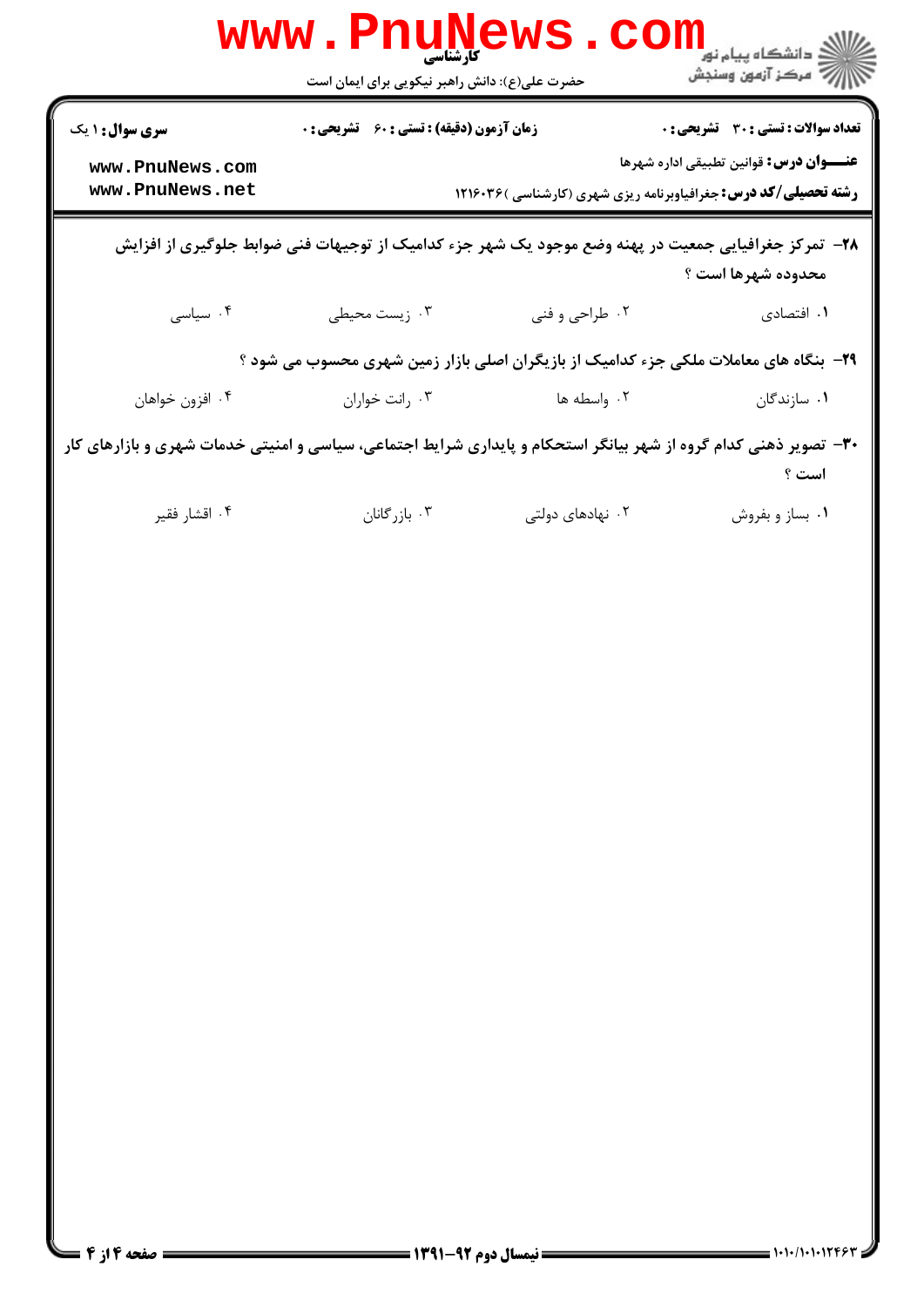۲۸- تمرکز جغرافیایی جمعیت در پهنه وضع موجود یک شهر جزء کدامیک از توجیهات فنی ضوابط جلوگیری از افزایش محدوده شهرها است ؟

۱. اقتصادی
۲. طراحی و فنی
۳. زیست محیطی
۴. سیاسی

۲۹- بنگاه های معاملات ملکی جزء کدامیک از بازیگران اصلی بازار زمین شهری محسوب می شود ؟

۱. سازندگان
۲. واسطه ها
۳. رانت خواران
۴. افزون خواهان

۳۰- تصویر ذهنی کدام گروه از شهر بیانگر استحکام و پایداری شرایط اجتماعی، سیاسی و امنیتی خدمات شهری و بازارهای کار است ؟

۱. بساز و بفروش
۲. نهادهای دولتی
۳. بازرگانان
۴. اقشار فقیر